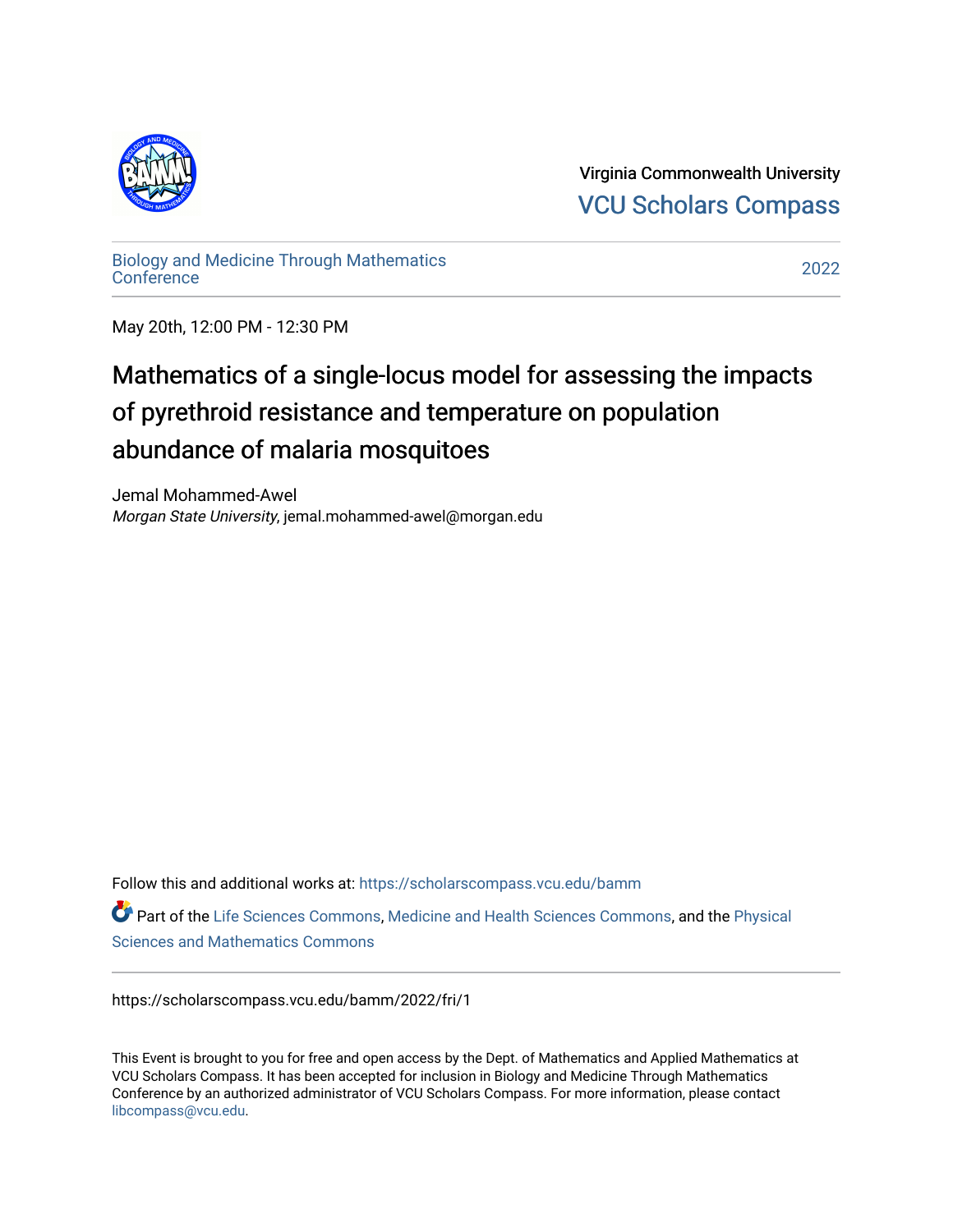Virginia Commonwealth University
VCU Scholars Compass

Biology and Medicine Through Mathematics Conference

2022

May 20th, 12:00 PM - 12:30 PM

# Mathematics of a single-locus model for assessing the impacts of pyrethroid resistance and temperature on population abundance of malaria mosquitoes

Jemal Mohammed-Awel
*Morgan State University*, jemal.mohammed-awel@morgan.edu

Follow this and additional works at: https://scholarscompass.vcu.edu/bamm

Part of the Life Sciences Commons, Medicine and Health Sciences Commons, and the Physical Sciences and Mathematics Commons

https://scholarscompass.vcu.edu/bamm/2022/fri/1

This Event is brought to you for free and open access by the Dept. of Mathematics and Applied Mathematics at VCU Scholars Compass. It has been accepted for inclusion in Biology and Medicine Through Mathematics Conference by an authorized administrator of VCU Scholars Compass. For more information, please contact libcompass@vcu.edu.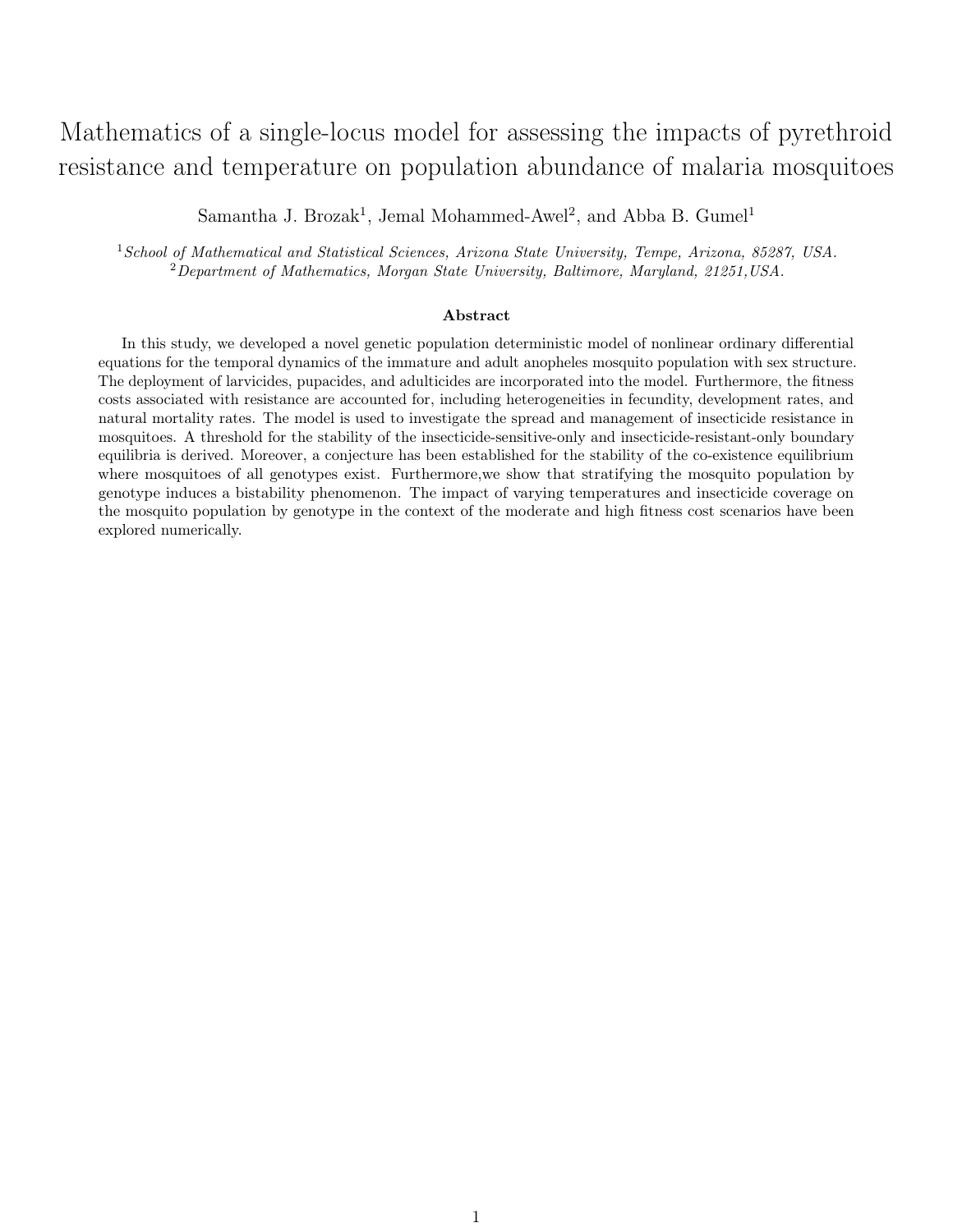# Mathematics of a single-locus model for assessing the impacts of pyrethroid resistance and temperature on population abundance of malaria mosquitoes

Samantha J. Brozak[1], Jemal Mohammed-Awel[2], and Abba B. Gumel[1]

[1]*School of Mathematical and Statistical Sciences, Arizona State University, Tempe, Arizona, 85287, USA.*
[2]*Department of Mathematics, Morgan State University, Baltimore, Maryland, 21251,USA.*

### Abstract

In this study, we developed a novel genetic population deterministic model of nonlinear ordinary differential equations for the temporal dynamics of the immature and adult anopheles mosquito population with sex structure. The deployment of larvicides, pupacides, and adulticides are incorporated into the model. Furthermore, the fitness costs associated with resistance are accounted for, including heterogeneities in fecundity, development rates, and natural mortality rates. The model is used to investigate the spread and management of insecticide resistance in mosquitoes. A threshold for the stability of the insecticide-sensitive-only and insecticide-resistant-only boundary equilibria is derived. Moreover, a conjecture has been established for the stability of the co-existence equilibrium where mosquitoes of all genotypes exist. Furthermore,we show that stratifying the mosquito population by genotype induces a bistability phenomenon. The impact of varying temperatures and insecticide coverage on the mosquito population by genotype in the context of the moderate and high fitness cost scenarios have been explored numerically.